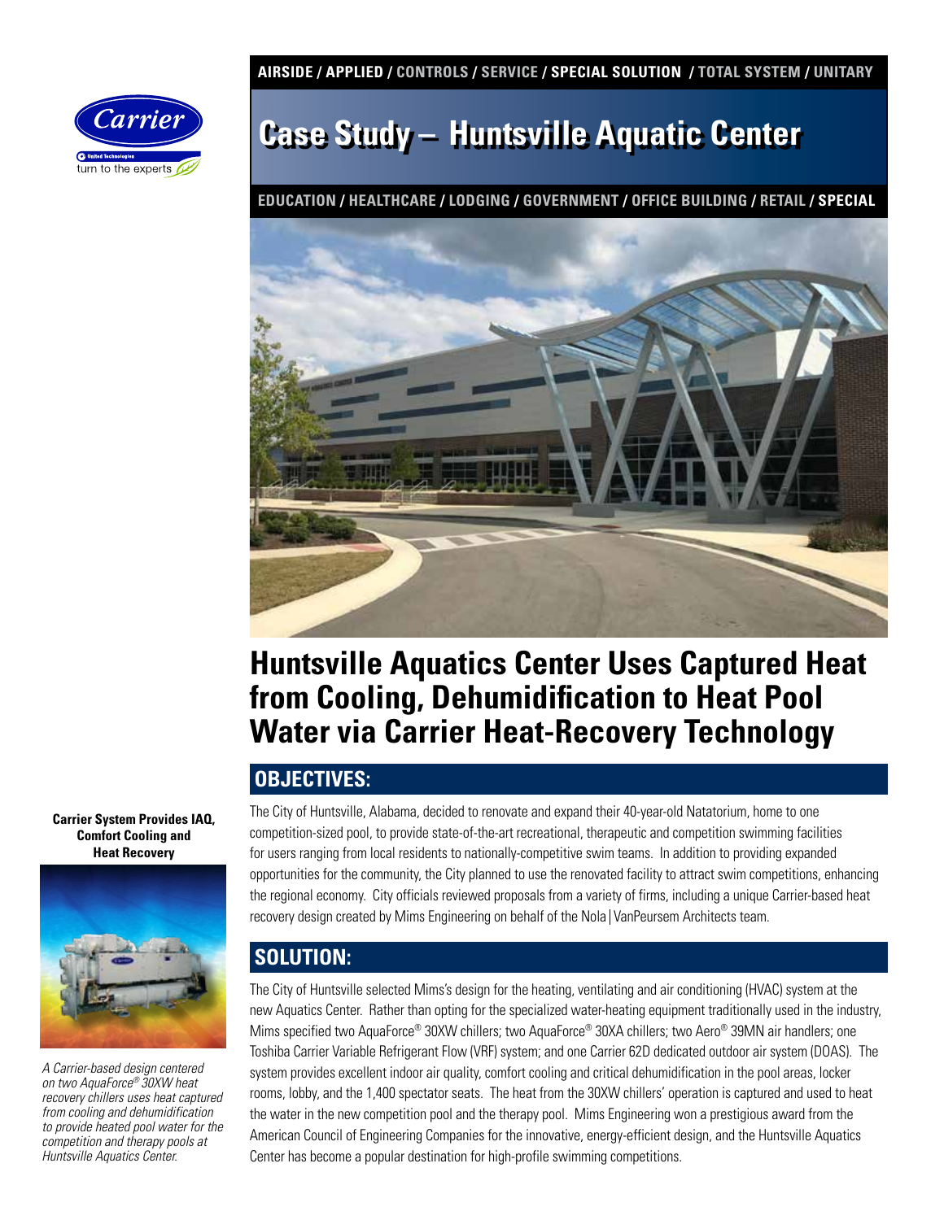AIRSIDE / APPLIED / CONTROLS / SERVICE / SPECIAL SOLUTION / TOTAL SYSTEM / UNITARY

# Case Study – Huntsville Aquatic Center

EDUCATION / HEALTHCARE / LODGING / GOVERNMENT / OFFICE BUILDING / RETAIL / SPECIAL

## Huntsville Aquatics Center Uses Captured Heat from Cooling, Dehumidification to Heat Pool Water via Carrier Heat-Recovery Technology

**Carrier System Provides IAQ, Comfort Cooling and Heat Recovery**

*A Carrier-based design centered on two AquaForce® 30XW heat recovery chillers uses heat captured from cooling and dehumidification to provide heated pool water for the competition and therapy pools at Huntsville Aquatics Center.*

### OBJECTIVES:

The City of Huntsville, Alabama, decided to renovate and expand their 40-year-old Natatorium, home to one competition-sized pool, to provide state-of-the-art recreational, therapeutic and competition swimming facilities for users ranging from local residents to nationally-competitive swim teams. In addition to providing expanded opportunities for the community, the City planned to use the renovated facility to attract swim competitions, enhancing the regional economy. City officials reviewed proposals from a variety of firms, including a unique Carrier-based heat recovery design created by Mims Engineering on behalf of the Nola|VanPeursem Architects team.

### SOLUTION:

The City of Huntsville selected Mims's design for the heating, ventilating and air conditioning (HVAC) system at the new Aquatics Center. Rather than opting for the specialized water-heating equipment traditionally used in the industry, Mims specified two AquaForce® 30XW chillers; two AquaForce® 30XA chillers; two Aero® 39MN air handlers; one Toshiba Carrier Variable Refrigerant Flow (VRF) system; and one Carrier 62D dedicated outdoor air system (DOAS). The system provides excellent indoor air quality, comfort cooling and critical dehumidification in the pool areas, locker rooms, lobby, and the 1,400 spectator seats. The heat from the 30XW chillers' operation is captured and used to heat the water in the new competition pool and the therapy pool. Mims Engineering won a prestigious award from the American Council of Engineering Companies for the innovative, energy-efficient design, and the Huntsville Aquatics Center has become a popular destination for high-profile swimming competitions.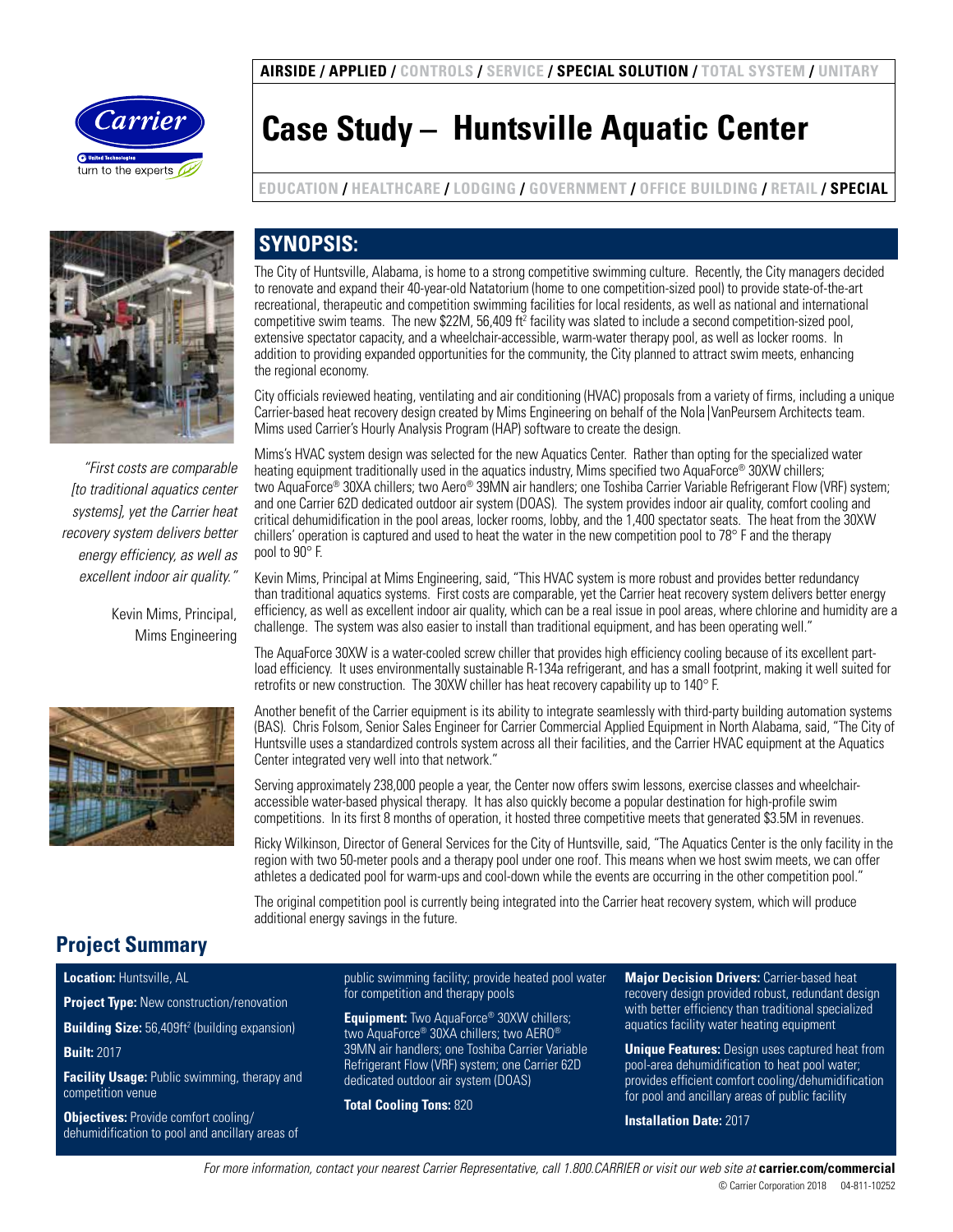**AIRSIDE / APPLIED / CONTROLS / SERVICE / SPECIAL SOLUTION / TOTAL SYSTEM / UNITARY**

# Case Study – Huntsville Aquatic Center

**EDUCATION / HEALTHCARE / LODGING / GOVERNMENT / OFFICE BUILDING / RETAIL / SPECIAL**

## SYNOPSIS:

The City of Huntsville, Alabama, is home to a strong competitive swimming culture. Recently, the City managers decided to renovate and expand their 40-year-old Natatorium (home to one competition-sized pool) to provide state-of-the-art recreational, therapeutic and competition swimming facilities for local residents, as well as national and international competitive swim teams. The new $22M, 56,409 ft² facility was slated to include a second competition-sized pool, extensive spectator capacity, and a wheelchair-accessible, warm-water therapy pool, as well as locker rooms. In addition to providing expanded opportunities for the community, the City planned to attract swim meets, enhancing the regional economy.

City officials reviewed heating, ventilating and air conditioning (HVAC) proposals from a variety of firms, including a unique Carrier-based heat recovery design created by Mims Engineering on behalf of the Nola|VanPeursem Architects team. Mims used Carrier's Hourly Analysis Program (HAP) software to create the design.

*"First costs are comparable [to traditional aquatics center systems], yet the Carrier heat recovery system delivers better energy efficiency, as well as excellent indoor air quality."*

Kevin Mims, Principal, Mims Engineering

Mims's HVAC system design was selected for the new Aquatics Center. Rather than opting for the specialized water heating equipment traditionally used in the aquatics industry, Mims specified two AquaForce® 30XW chillers; two AquaForce® 30XA chillers; two Aero® 39MN air handlers; one Toshiba Carrier Variable Refrigerant Flow (VRF) system; and one Carrier 62D dedicated outdoor air system (DOAS). The system provides indoor air quality, comfort cooling and critical dehumidification in the pool areas, locker rooms, lobby, and the 1,400 spectator seats. The heat from the 30XW chillers' operation is captured and used to heat the water in the new competition pool to 78° F and the therapy pool to 90° F.

Kevin Mims, Principal at Mims Engineering, said, "This HVAC system is more robust and provides better redundancy than traditional aquatics systems. First costs are comparable, yet the Carrier heat recovery system delivers better energy efficiency, as well as excellent indoor air quality, which can be a real issue in pool areas, where chlorine and humidity are a challenge. The system was also easier to install than traditional equipment, and has been operating well."

The AquaForce 30XW is a water-cooled screw chiller that provides high efficiency cooling because of its excellent part-load efficiency. It uses environmentally sustainable R-134a refrigerant, and has a small footprint, making it well suited for retrofits or new construction. The 30XW chiller has heat recovery capability up to 140° F.

Another benefit of the Carrier equipment is its ability to integrate seamlessly with third-party building automation systems (BAS). Chris Folsom, Senior Sales Engineer for Carrier Commercial Applied Equipment in North Alabama, said, "The City of Huntsville uses a standardized controls system across all their facilities, and the Carrier HVAC equipment at the Aquatics Center integrated very well into that network."

Serving approximately 238,000 people a year, the Center now offers swim lessons, exercise classes and wheelchair-accessible water-based physical therapy. It has also quickly become a popular destination for high-profile swim competitions. In its first 8 months of operation, it hosted three competitive meets that generated $3.5M in revenues.

Ricky Wilkinson, Director of General Services for the City of Huntsville, said, "The Aquatics Center is the only facility in the region with two 50-meter pools and a therapy pool under one roof. This means when we host swim meets, we can offer athletes a dedicated pool for warm-ups and cool-down while the events are occurring in the other competition pool."

The original competition pool is currently being integrated into the Carrier heat recovery system, which will produce additional energy savings in the future.

## Project Summary

**Location:** Huntsville, AL

**Project Type:** New construction/renovation

**Building Size:** 56,409ft² (building expansion)

**Built:** 2017

**Facility Usage:** Public swimming, therapy and competition venue

**Objectives:** Provide comfort cooling/dehumidification to pool and ancillary areas of public swimming facility; provide heated pool water for competition and therapy pools

**Equipment:** Two AquaForce® 30XW chillers; two AquaForce® 30XA chillers; two AERO® 39MN air handlers; one Toshiba Carrier Variable Refrigerant Flow (VRF) system; one Carrier 62D dedicated outdoor air system (DOAS)

**Total Cooling Tons:** 820

**Major Decision Drivers:** Carrier-based heat recovery design provided robust, redundant design with better efficiency than traditional specialized aquatics facility water heating equipment

**Unique Features:** Design uses captured heat from pool-area dehumidification to heat pool water; provides efficient comfort cooling/dehumidification for pool and ancillary areas of public facility

**Installation Date:** 2017

*For more information, contact your nearest Carrier Representative, call 1.800.CARRIER or visit our web site at* **carrier.com/commercial**

© Carrier Corporation 2018 04-811-10252